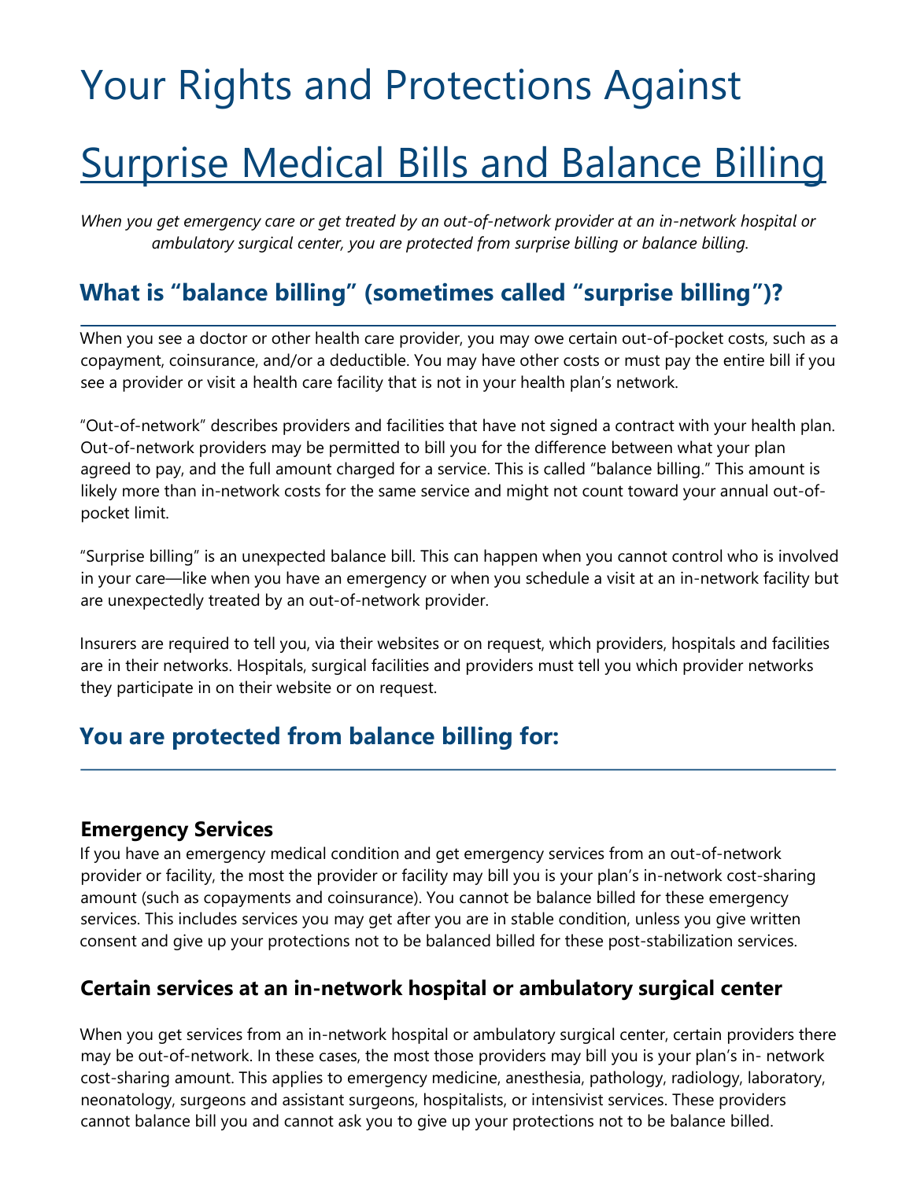# Your Rights and Protections Against Surprise Medical Bills and Balance Billing

*When you get emergency care or get treated by an out-of-network provider at an in-network hospital or ambulatory surgical center, you are protected from surprise billing or balance billing.*

## What is "balance billing" (sometimes called "surprise billing")?

When you see a doctor or other health care provider, you may owe certain out-of-pocket costs, such as a copayment, coinsurance, and/or a deductible. You may have other costs or must pay the entire bill if you see a provider or visit a health care facility that is not in your health plan's network.

"Out-of-network" describes providers and facilities that have not signed a contract with your health plan. Out-of-network providers may be permitted to bill you for the difference between what your plan agreed to pay, and the full amount charged for a service. This is called "balance billing." This amount is likely more than in-network costs for the same service and might not count toward your annual out-of-pocket limit.

"Surprise billing" is an unexpected balance bill. This can happen when you cannot control who is involved in your care—like when you have an emergency or when you schedule a visit at an in-network facility but are unexpectedly treated by an out-of-network provider.

Insurers are required to tell you, via their websites or on request, which providers, hospitals and facilities are in their networks. Hospitals, surgical facilities and providers must tell you which provider networks they participate in on their website or on request.

## You are protected from balance billing for:

### Emergency Services

If you have an emergency medical condition and get emergency services from an out-of-network provider or facility, the most the provider or facility may bill you is your plan's in-network cost-sharing amount (such as copayments and coinsurance). You cannot be balance billed for these emergency services. This includes services you may get after you are in stable condition, unless you give written consent and give up your protections not to be balanced billed for these post-stabilization services.

### Certain services at an in-network hospital or ambulatory surgical center

When you get services from an in-network hospital or ambulatory surgical center, certain providers there may be out-of-network. In these cases, the most those providers may bill you is your plan's in- network cost-sharing amount. This applies to emergency medicine, anesthesia, pathology, radiology, laboratory, neonatology, surgeons and assistant surgeons, hospitalists, or intensivist services. These providers cannot balance bill you and cannot ask you to give up your protections not to be balance billed.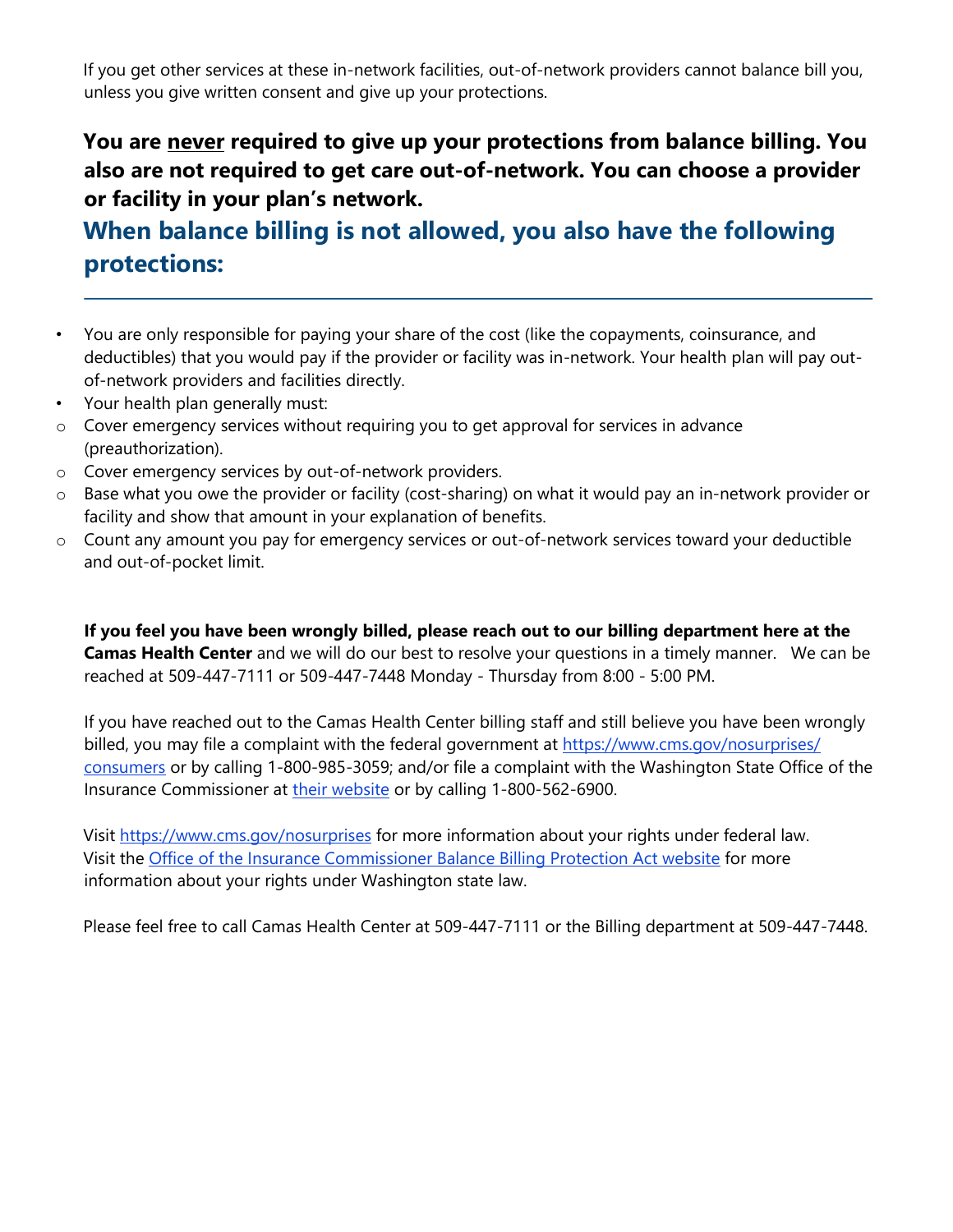If you get other services at these in-network facilities, out-of-network providers cannot balance bill you, unless you give written consent and give up your protections.

**You are never required to give up your protections from balance billing. You also are not required to get care out-of-network. You can choose a provider or facility in your plan's network.**

## When balance billing is not allowed, you also have the following protections:

- You are only responsible for paying your share of the cost (like the copayments, coinsurance, and deductibles) that you would pay if the provider or facility was in-network. Your health plan will pay out-of-network providers and facilities directly.
- Your health plan generally must:
  - Cover emergency services without requiring you to get approval for services in advance (preauthorization).
  - Cover emergency services by out-of-network providers.
  - Base what you owe the provider or facility (cost-sharing) on what it would pay an in-network provider or facility and show that amount in your explanation of benefits.
  - Count any amount you pay for emergency services or out-of-network services toward your deductible and out-of-pocket limit.

**If you feel you have been wrongly billed, please reach out to our billing department here at the Camas Health Center** and we will do our best to resolve your questions in a timely manner. We can be reached at 509-447-7111 or 509-447-7448 Monday - Thursday from 8:00 - 5:00 PM.

If you have reached out to the Camas Health Center billing staff and still believe you have been wrongly billed, you may file a complaint with the federal government at https://www.cms.gov/nosurprises/consumers or by calling 1-800-985-3059; and/or file a complaint with the Washington State Office of the Insurance Commissioner at their website or by calling 1-800-562-6900.

Visit https://www.cms.gov/nosurprises for more information about your rights under federal law.
Visit the Office of the Insurance Commissioner Balance Billing Protection Act website for more information about your rights under Washington state law.

Please feel free to call Camas Health Center at 509-447-7111 or the Billing department at 509-447-7448.